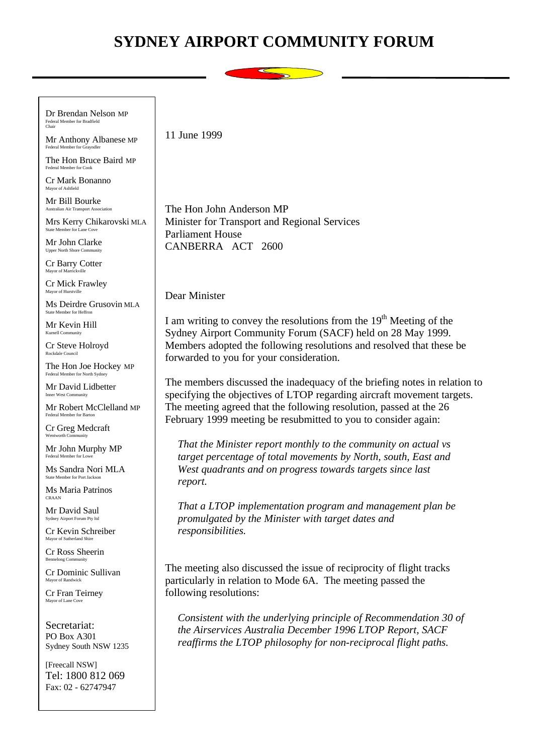# SYDNEY AIRPORT COMMUNITY FORUM

Dr Brendan Nelson MP
Federal Member for Bradfield
Chair

Mr Anthony Albanese MP
Federal Member for Grayndler

The Hon Bruce Baird MP
Federal Member for Cook

Cr Mark Bonanno
Mayor of Ashfield

Mr Bill Bourke
Australian Air Transport Association

Mrs Kerry Chikarovski MLA
State Member for Lane Cove

Mr John Clarke
Upper North Shore Community

Cr Barry Cotter
Mayor of Marrickville

Cr Mick Frawley
Mayor of Hurstville

Ms Deirdre Grusovin MLA
State Member for Heffron

Mr Kevin Hill
Kurnell Community

Cr Steve Holroyd
Rockdale Council

The Hon Joe Hockey MP
Federal Member for North Sydney

Mr David Lidbetter
Inner West Community

Mr Robert McClelland MP
Federal Member for Barton

Cr Greg Medcraft
Wentworth Community

Mr John Murphy MP
Federal Member for Lowe

Ms Sandra Nori MLA
State Member for Port Jackson

Ms Maria Patrinos
CRAAN

Mr David Saul
Sydney Airport Forum Pty ltd

Cr Kevin Schreiber
Mayor of Sutherland Shire

Cr Ross Sheerin
Bennelong Community

Cr Dominic Sullivan
Mayor of Randwick

Cr Fran Teirney
Mayor of Lane Cove

Secretariat:
PO Box A301
Sydney South NSW 1235

[Freecall NSW]
Tel: 1800 812 069
Fax: 02 - 62747947

11 June 1999

The Hon John Anderson MP
Minister for Transport and Regional Services
Parliament House
CANBERRA ACT 2600

Dear Minister

I am writing to convey the resolutions from the 19th Meeting of the Sydney Airport Community Forum (SACF) held on 28 May 1999. Members adopted the following resolutions and resolved that these be forwarded to you for your consideration.

The members discussed the inadequacy of the briefing notes in relation to specifying the objectives of LTOP regarding aircraft movement targets. The meeting agreed that the following resolution, passed at the 26 February 1999 meeting be resubmitted to you to consider again:

*That the Minister report monthly to the community on actual vs target percentage of total movements by North, south, East and West quadrants and on progress towards targets since last report.*

*That a LTOP implementation program and management plan be promulgated by the Minister with target dates and responsibilities.*

The meeting also discussed the issue of reciprocity of flight tracks particularly in relation to Mode 6A. The meeting passed the following resolutions:

*Consistent with the underlying principle of Recommendation 30 of the Airservices Australia December 1996 LTOP Report, SACF reaffirms the LTOP philosophy for non-reciprocal flight paths.*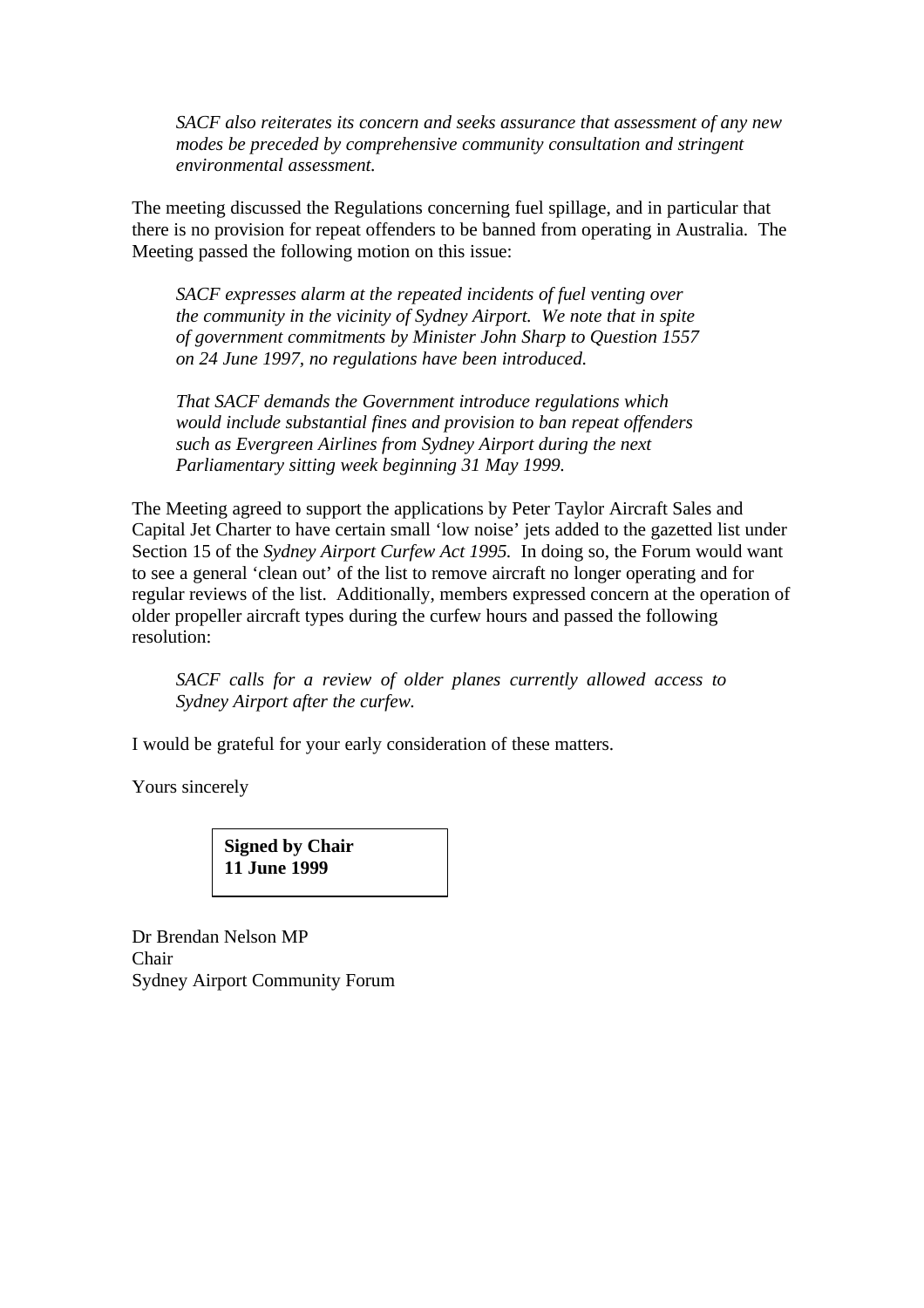*SACF also reiterates its concern and seeks assurance that assessment of any new modes be preceded by comprehensive community consultation and stringent environmental assessment.*

The meeting discussed the Regulations concerning fuel spillage, and in particular that there is no provision for repeat offenders to be banned from operating in Australia. The Meeting passed the following motion on this issue:

*SACF expresses alarm at the repeated incidents of fuel venting over the community in the vicinity of Sydney Airport. We note that in spite of government commitments by Minister John Sharp to Question 1557 on 24 June 1997, no regulations have been introduced.*

*That SACF demands the Government introduce regulations which would include substantial fines and provision to ban repeat offenders such as Evergreen Airlines from Sydney Airport during the next Parliamentary sitting week beginning 31 May 1999.*

The Meeting agreed to support the applications by Peter Taylor Aircraft Sales and Capital Jet Charter to have certain small 'low noise' jets added to the gazetted list under Section 15 of the *Sydney Airport Curfew Act 1995.* In doing so, the Forum would want to see a general 'clean out' of the list to remove aircraft no longer operating and for regular reviews of the list. Additionally, members expressed concern at the operation of older propeller aircraft types during the curfew hours and passed the following resolution:

*SACF calls for a review of older planes currently allowed access to Sydney Airport after the curfew.*

I would be grateful for your early consideration of these matters.

Yours sincerely

**Signed by Chair**
**11 June 1999**

Dr Brendan Nelson MP
Chair
Sydney Airport Community Forum